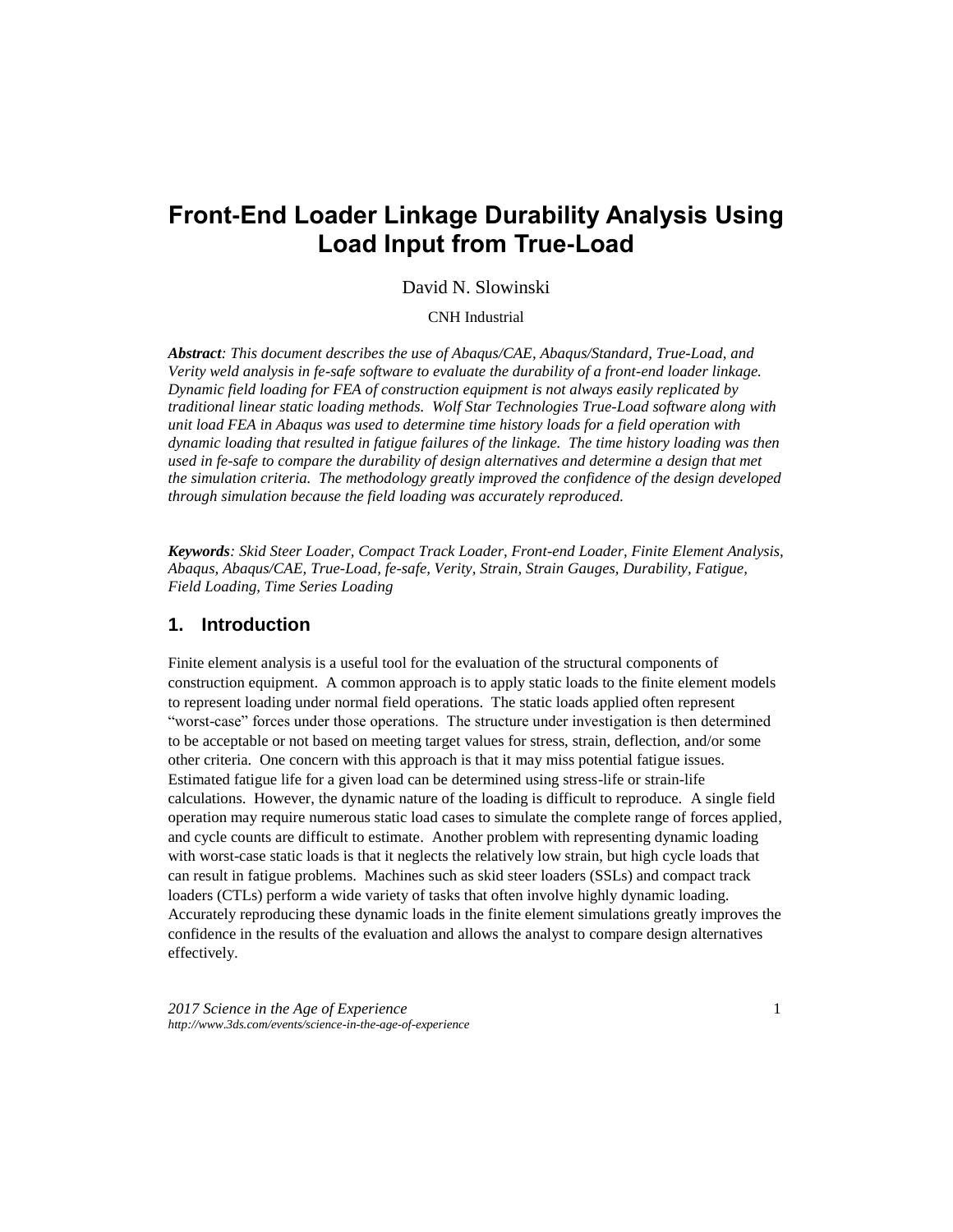# Front-End Loader Linkage Durability Analysis Using Load Input from True-Load

David N. Slowinski

CNH Industrial

***Abstract**: This document describes the use of Abaqus/CAE, Abaqus/Standard, True-Load, and Verity weld analysis in fe-safe software to evaluate the durability of a front-end loader linkage. Dynamic field loading for FEA of construction equipment is not always easily replicated by traditional linear static loading methods. Wolf Star Technologies True-Load software along with unit load FEA in Abaqus was used to determine time history loads for a field operation with dynamic loading that resulted in fatigue failures of the linkage. The time history loading was then used in fe-safe to compare the durability of design alternatives and determine a design that met the simulation criteria. The methodology greatly improved the confidence of the design developed through simulation because the field loading was accurately reproduced.*

***Keywords**: Skid Steer Loader, Compact Track Loader, Front-end Loader, Finite Element Analysis, Abaqus, Abaqus/CAE, True-Load, fe-safe, Verity, Strain, Strain Gauges, Durability, Fatigue, Field Loading, Time Series Loading*

## 1. Introduction

Finite element analysis is a useful tool for the evaluation of the structural components of construction equipment. A common approach is to apply static loads to the finite element models to represent loading under normal field operations. The static loads applied often represent "worst-case" forces under those operations. The structure under investigation is then determined to be acceptable or not based on meeting target values for stress, strain, deflection, and/or some other criteria. One concern with this approach is that it may miss potential fatigue issues. Estimated fatigue life for a given load can be determined using stress-life or strain-life calculations. However, the dynamic nature of the loading is difficult to reproduce. A single field operation may require numerous static load cases to simulate the complete range of forces applied, and cycle counts are difficult to estimate. Another problem with representing dynamic loading with worst-case static loads is that it neglects the relatively low strain, but high cycle loads that can result in fatigue problems. Machines such as skid steer loaders (SSLs) and compact track loaders (CTLs) perform a wide variety of tasks that often involve highly dynamic loading. Accurately reproducing these dynamic loads in the finite element simulations greatly improves the confidence in the results of the evaluation and allows the analyst to compare design alternatives effectively.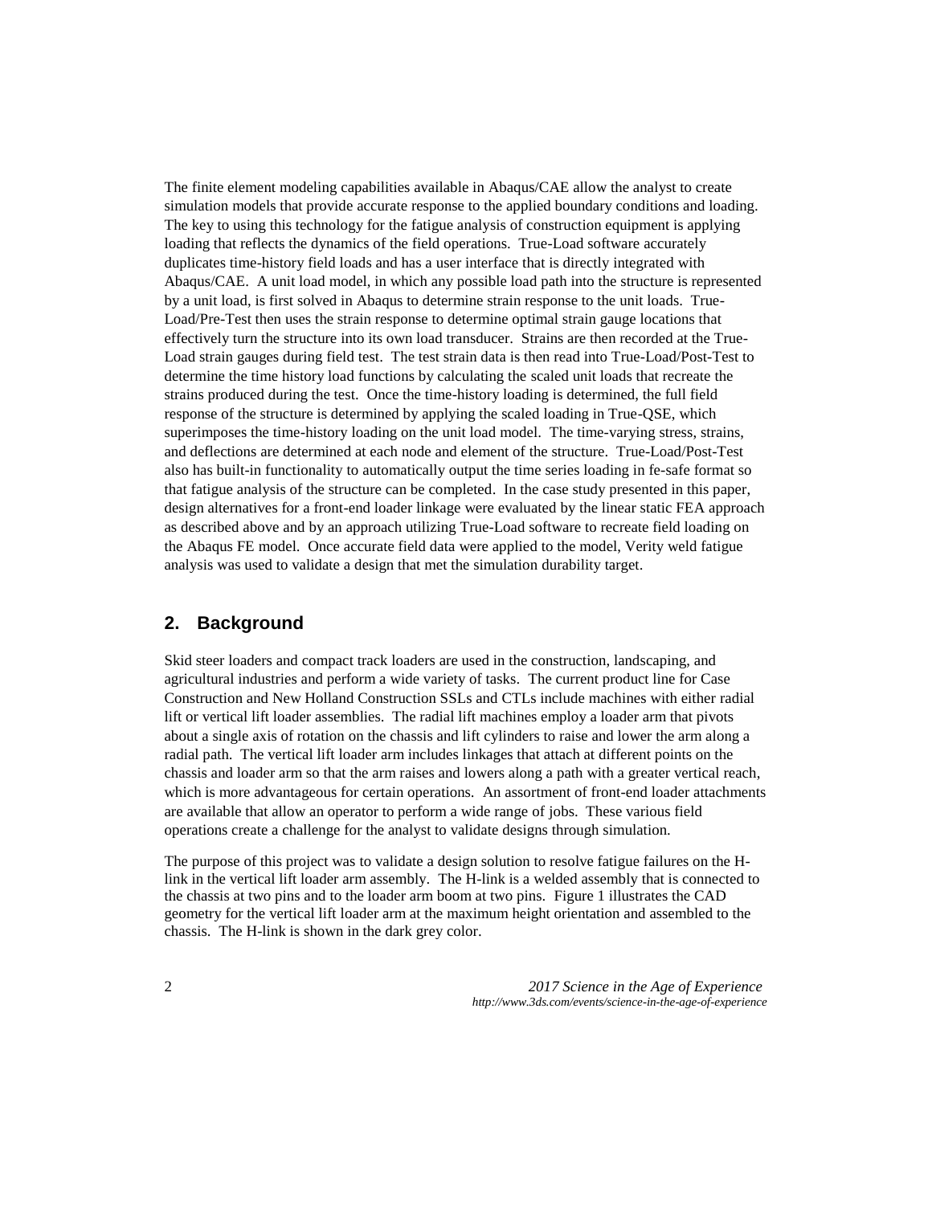The finite element modeling capabilities available in Abaqus/CAE allow the analyst to create simulation models that provide accurate response to the applied boundary conditions and loading. The key to using this technology for the fatigue analysis of construction equipment is applying loading that reflects the dynamics of the field operations. True-Load software accurately duplicates time-history field loads and has a user interface that is directly integrated with Abaqus/CAE. A unit load model, in which any possible load path into the structure is represented by a unit load, is first solved in Abaqus to determine strain response to the unit loads. True-Load/Pre-Test then uses the strain response to determine optimal strain gauge locations that effectively turn the structure into its own load transducer. Strains are then recorded at the True-Load strain gauges during field test. The test strain data is then read into True-Load/Post-Test to determine the time history load functions by calculating the scaled unit loads that recreate the strains produced during the test. Once the time-history loading is determined, the full field response of the structure is determined by applying the scaled loading in True-QSE, which superimposes the time-history loading on the unit load model. The time-varying stress, strains, and deflections are determined at each node and element of the structure. True-Load/Post-Test also has built-in functionality to automatically output the time series loading in fe-safe format so that fatigue analysis of the structure can be completed. In the case study presented in this paper, design alternatives for a front-end loader linkage were evaluated by the linear static FEA approach as described above and by an approach utilizing True-Load software to recreate field loading on the Abaqus FE model. Once accurate field data were applied to the model, Verity weld fatigue analysis was used to validate a design that met the simulation durability target.

## 2. Background

Skid steer loaders and compact track loaders are used in the construction, landscaping, and agricultural industries and perform a wide variety of tasks. The current product line for Case Construction and New Holland Construction SSLs and CTLs include machines with either radial lift or vertical lift loader assemblies. The radial lift machines employ a loader arm that pivots about a single axis of rotation on the chassis and lift cylinders to raise and lower the arm along a radial path. The vertical lift loader arm includes linkages that attach at different points on the chassis and loader arm so that the arm raises and lowers along a path with a greater vertical reach, which is more advantageous for certain operations. An assortment of front-end loader attachments are available that allow an operator to perform a wide range of jobs. These various field operations create a challenge for the analyst to validate designs through simulation.

The purpose of this project was to validate a design solution to resolve fatigue failures on the H-link in the vertical lift loader arm assembly. The H-link is a welded assembly that is connected to the chassis at two pins and to the loader arm boom at two pins. Figure 1 illustrates the CAD geometry for the vertical lift loader arm at the maximum height orientation and assembled to the chassis. The H-link is shown in the dark grey color.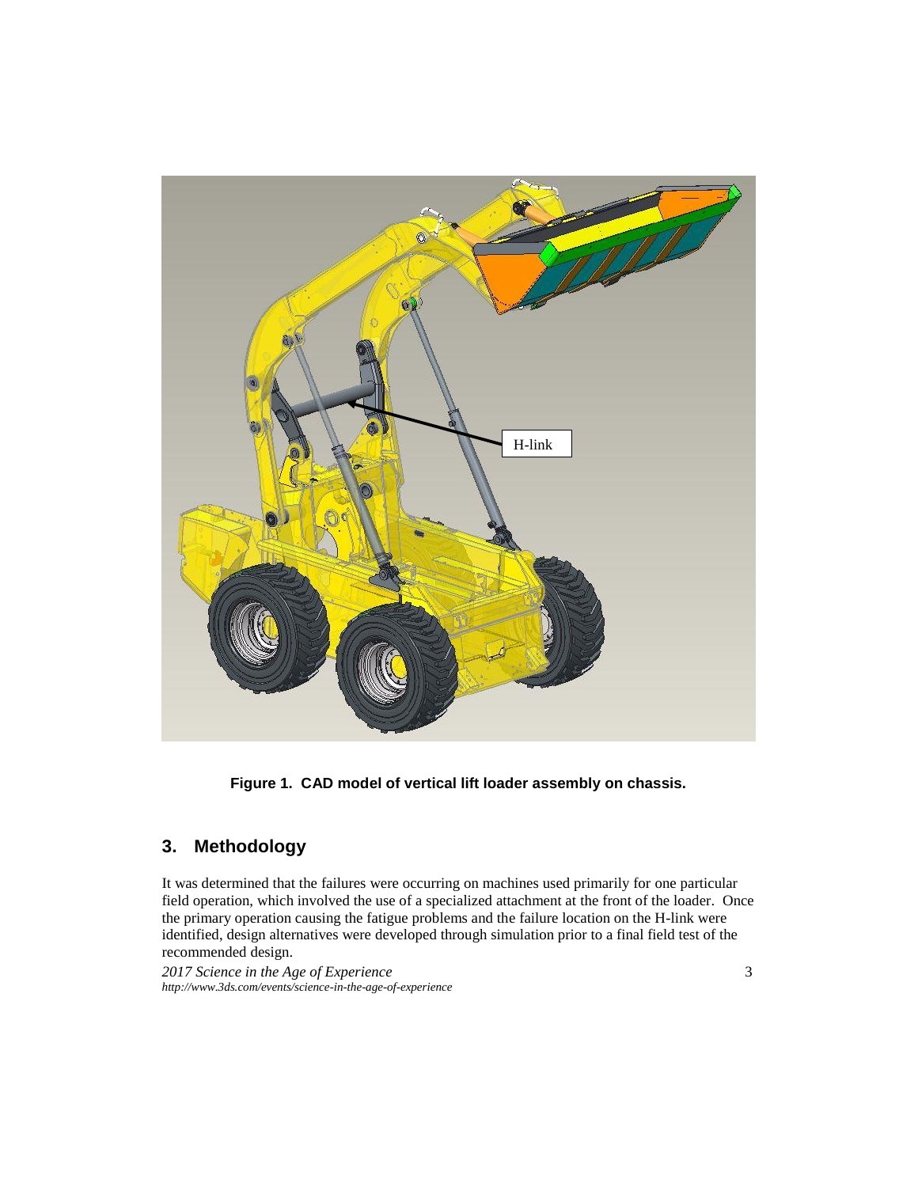**Figure 1. CAD model of vertical lift loader assembly on chassis.**

## 3. Methodology

It was determined that the failures were occurring on machines used primarily for one particular field operation, which involved the use of a specialized attachment at the front of the loader. Once the primary operation causing the fatigue problems and the failure location on the H-link were identified, design alternatives were developed through simulation prior to a final field test of the recommended design.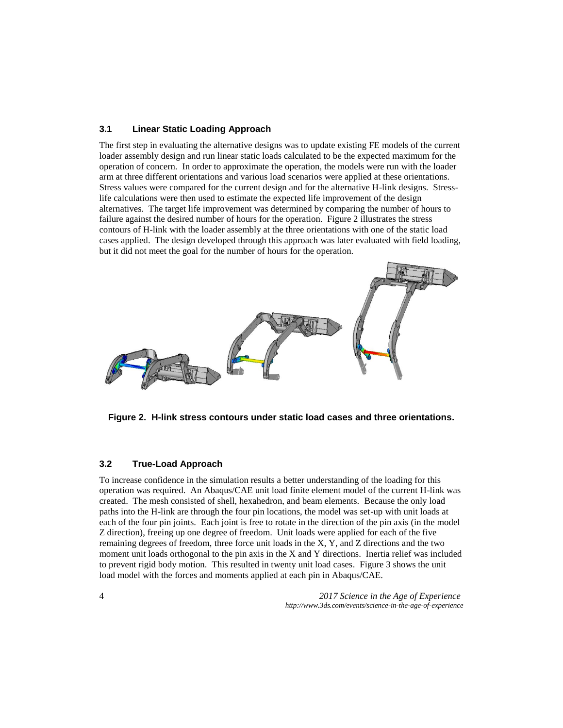### 3.1 Linear Static Loading Approach

The first step in evaluating the alternative designs was to update existing FE models of the current loader assembly design and run linear static loads calculated to be the expected maximum for the operation of concern. In order to approximate the operation, the models were run with the loader arm at three different orientations and various load scenarios were applied at these orientations. Stress values were compared for the current design and for the alternative H-link designs. Stress-life calculations were then used to estimate the expected life improvement of the design alternatives. The target life improvement was determined by comparing the number of hours to failure against the desired number of hours for the operation. Figure 2 illustrates the stress contours of H-link with the loader assembly at the three orientations with one of the static load cases applied. The design developed through this approach was later evaluated with field loading, but it did not meet the goal for the number of hours for the operation.

**Figure 2. H-link stress contours under static load cases and three orientations.**

### 3.2 True-Load Approach

To increase confidence in the simulation results a better understanding of the loading for this operation was required. An Abaqus/CAE unit load finite element model of the current H-link was created. The mesh consisted of shell, hexahedron, and beam elements. Because the only load paths into the H-link are through the four pin locations, the model was set-up with unit loads at each of the four pin joints. Each joint is free to rotate in the direction of the pin axis (in the model Z direction), freeing up one degree of freedom. Unit loads were applied for each of the five remaining degrees of freedom, three force unit loads in the X, Y, and Z directions and the two moment unit loads orthogonal to the pin axis in the X and Y directions. Inertia relief was included to prevent rigid body motion. This resulted in twenty unit load cases. Figure 3 shows the unit load model with the forces and moments applied at each pin in Abaqus/CAE.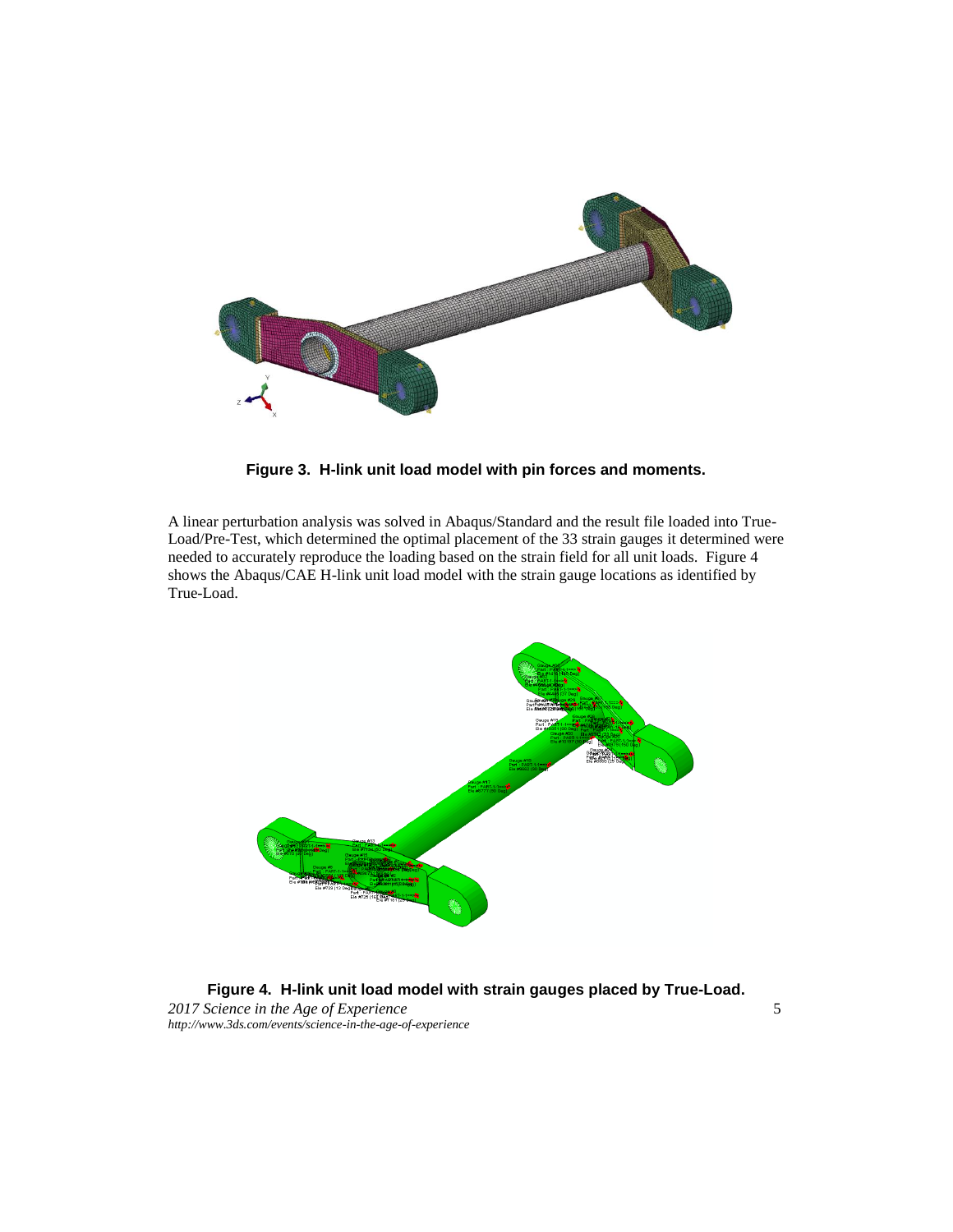**Figure 3. H-link unit load model with pin forces and moments.**

A linear perturbation analysis was solved in Abaqus/Standard and the result file loaded into True-Load/Pre-Test, which determined the optimal placement of the 33 strain gauges it determined were needed to accurately reproduce the loading based on the strain field for all unit loads. Figure 4 shows the Abaqus/CAE H-link unit load model with the strain gauge locations as identified by True-Load.

**Figure 4. H-link unit load model with strain gauges placed by True-Load.**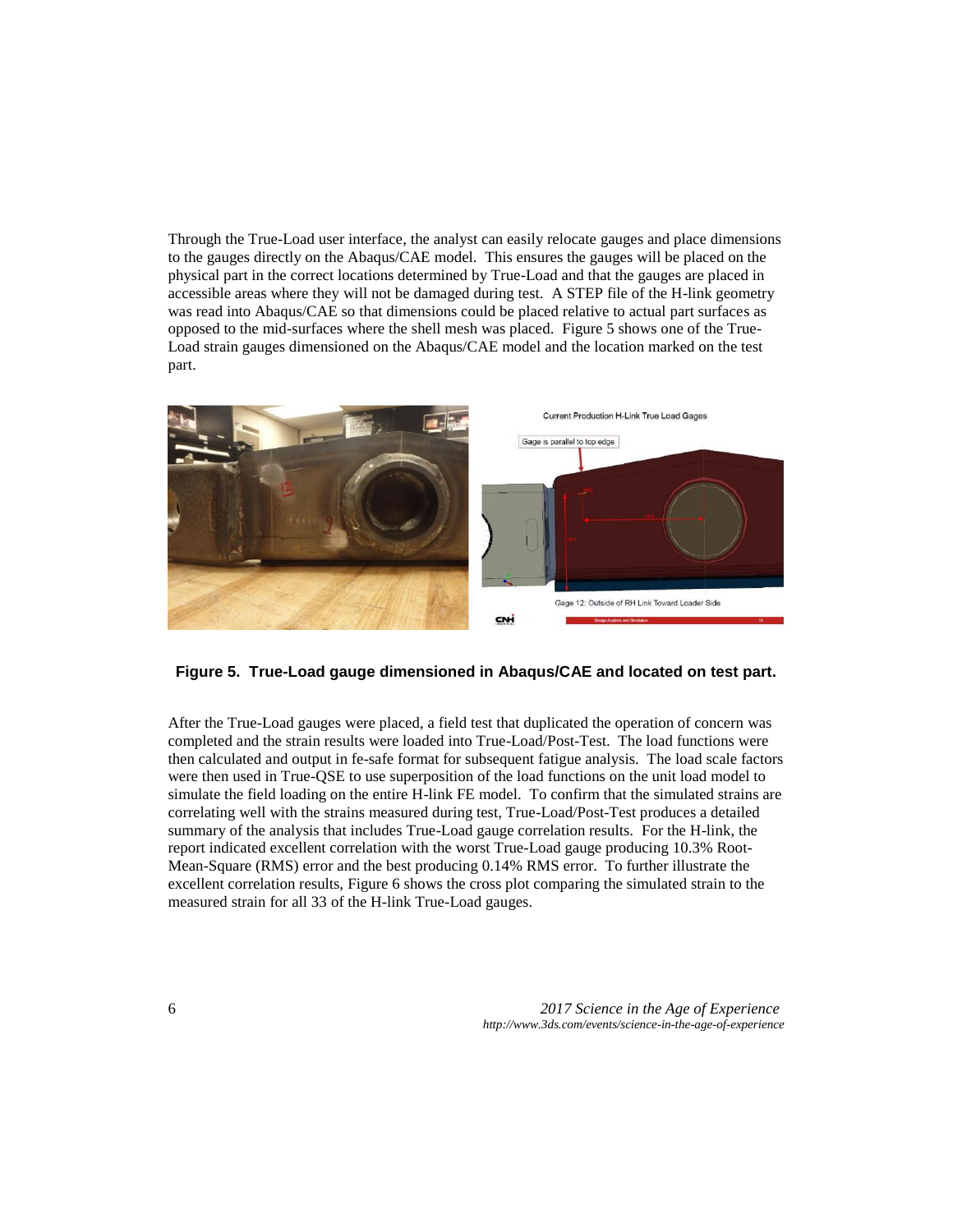Through the True-Load user interface, the analyst can easily relocate gauges and place dimensions to the gauges directly on the Abaqus/CAE model. This ensures the gauges will be placed on the physical part in the correct locations determined by True-Load and that the gauges are placed in accessible areas where they will not be damaged during test. A STEP file of the H-link geometry was read into Abaqus/CAE so that dimensions could be placed relative to actual part surfaces as opposed to the mid-surfaces where the shell mesh was placed. Figure 5 shows one of the True-Load strain gauges dimensioned on the Abaqus/CAE model and the location marked on the test part.

**Figure 5. True-Load gauge dimensioned in Abaqus/CAE and located on test part.**

After the True-Load gauges were placed, a field test that duplicated the operation of concern was completed and the strain results were loaded into True-Load/Post-Test. The load functions were then calculated and output in fe-safe format for subsequent fatigue analysis. The load scale factors were then used in True-QSE to use superposition of the load functions on the unit load model to simulate the field loading on the entire H-link FE model. To confirm that the simulated strains are correlating well with the strains measured during test, True-Load/Post-Test produces a detailed summary of the analysis that includes True-Load gauge correlation results. For the H-link, the report indicated excellent correlation with the worst True-Load gauge producing 10.3% Root-Mean-Square (RMS) error and the best producing 0.14% RMS error. To further illustrate the excellent correlation results, Figure 6 shows the cross plot comparing the simulated strain to the measured strain for all 33 of the H-link True-Load gauges.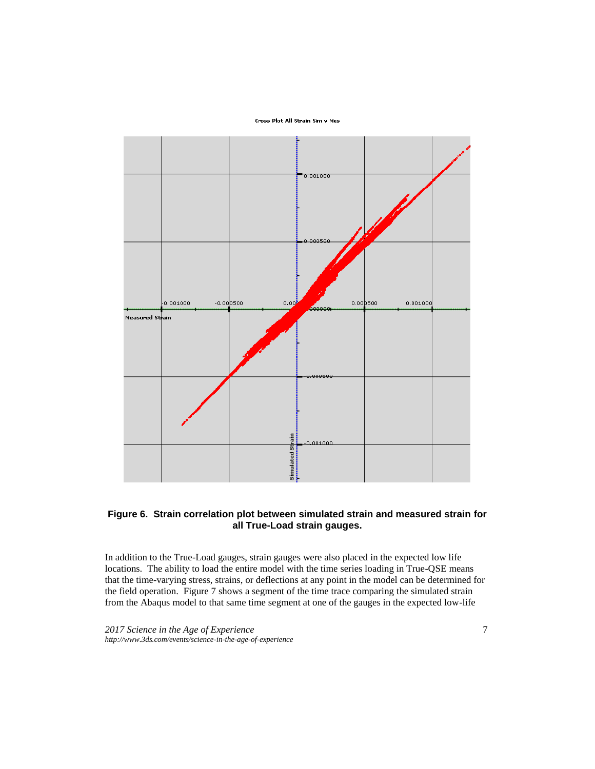**Figure 6. Strain correlation plot between simulated strain and measured strain for all True-Load strain gauges.**

In addition to the True-Load gauges, strain gauges were also placed in the expected low life locations. The ability to load the entire model with the time series loading in True-QSE means that the time-varying stress, strains, or deflections at any point in the model can be determined for the field operation. Figure 7 shows a segment of the time trace comparing the simulated strain from the Abaqus model to that same time segment at one of the gauges in the expected low-life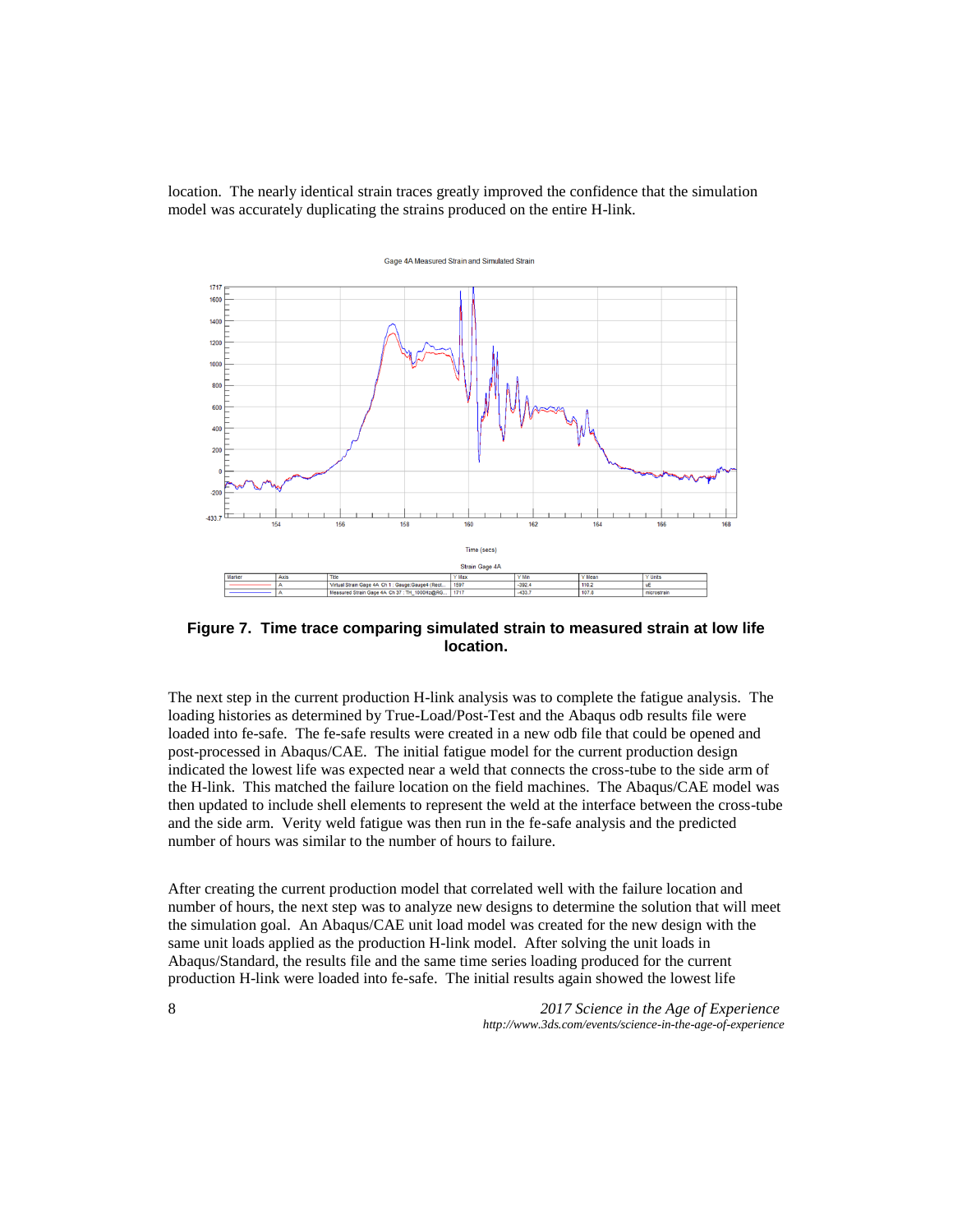location. The nearly identical strain traces greatly improved the confidence that the simulation model was accurately duplicating the strains produced on the entire H-link.

**Figure 7. Time trace comparing simulated strain to measured strain at low life location.**

The next step in the current production H-link analysis was to complete the fatigue analysis. The loading histories as determined by True-Load/Post-Test and the Abaqus odb results file were loaded into fe-safe. The fe-safe results were created in a new odb file that could be opened and post-processed in Abaqus/CAE. The initial fatigue model for the current production design indicated the lowest life was expected near a weld that connects the cross-tube to the side arm of the H-link. This matched the failure location on the field machines. The Abaqus/CAE model was then updated to include shell elements to represent the weld at the interface between the cross-tube and the side arm. Verity weld fatigue was then run in the fe-safe analysis and the predicted number of hours was similar to the number of hours to failure.

After creating the current production model that correlated well with the failure location and number of hours, the next step was to analyze new designs to determine the solution that will meet the simulation goal. An Abaqus/CAE unit load model was created for the new design with the same unit loads applied as the production H-link model. After solving the unit loads in Abaqus/Standard, the results file and the same time series loading produced for the current production H-link were loaded into fe-safe. The initial results again showed the lowest life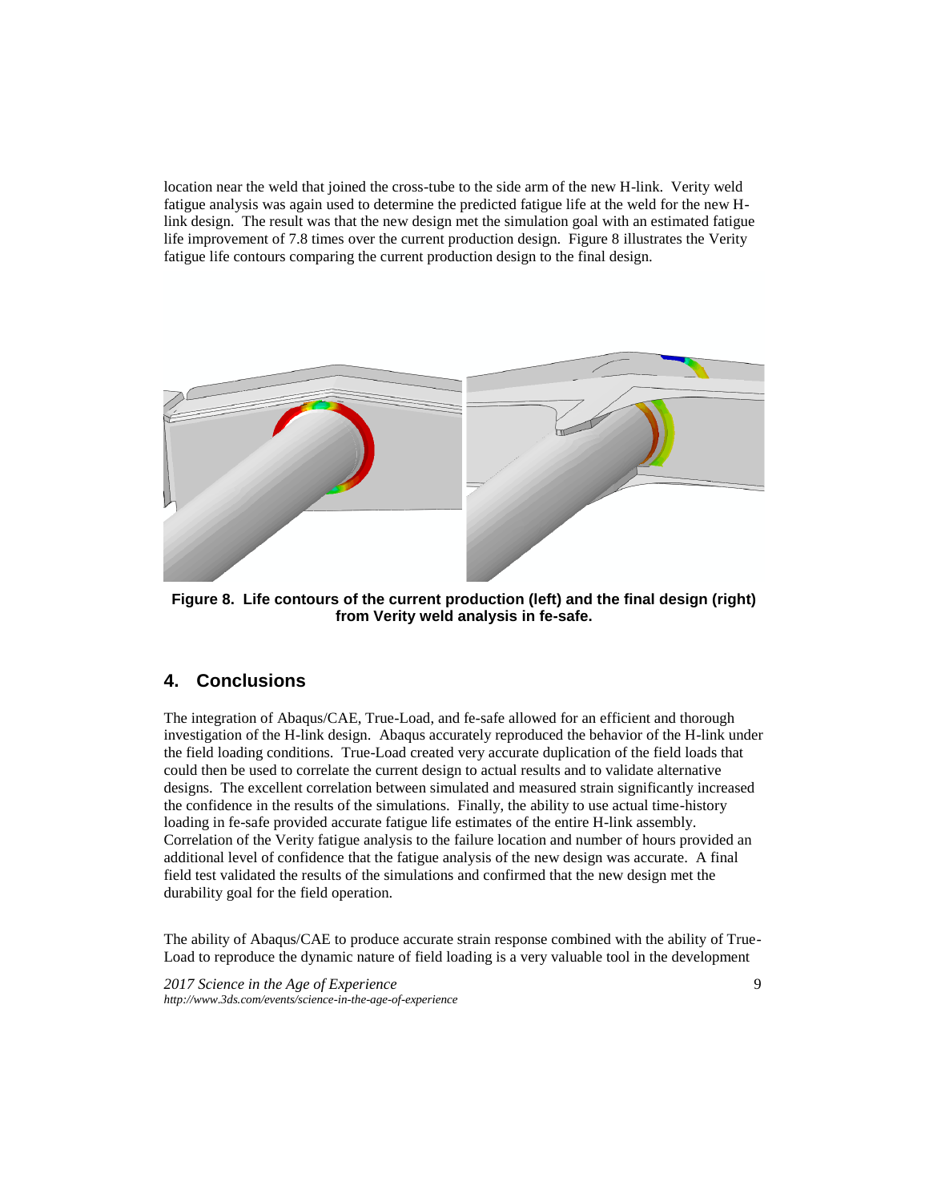location near the weld that joined the cross-tube to the side arm of the new H-link. Verity weld fatigue analysis was again used to determine the predicted fatigue life at the weld for the new H-link design. The result was that the new design met the simulation goal with an estimated fatigue life improvement of 7.8 times over the current production design. Figure 8 illustrates the Verity fatigue life contours comparing the current production design to the final design.

**Figure 8. Life contours of the current production (left) and the final design (right) from Verity weld analysis in fe-safe.**

## 4. Conclusions

The integration of Abaqus/CAE, True-Load, and fe-safe allowed for an efficient and thorough investigation of the H-link design. Abaqus accurately reproduced the behavior of the H-link under the field loading conditions. True-Load created very accurate duplication of the field loads that could then be used to correlate the current design to actual results and to validate alternative designs. The excellent correlation between simulated and measured strain significantly increased the confidence in the results of the simulations. Finally, the ability to use actual time-history loading in fe-safe provided accurate fatigue life estimates of the entire H-link assembly. Correlation of the Verity fatigue analysis to the failure location and number of hours provided an additional level of confidence that the fatigue analysis of the new design was accurate. A final field test validated the results of the simulations and confirmed that the new design met the durability goal for the field operation.

The ability of Abaqus/CAE to produce accurate strain response combined with the ability of True-Load to reproduce the dynamic nature of field loading is a very valuable tool in the development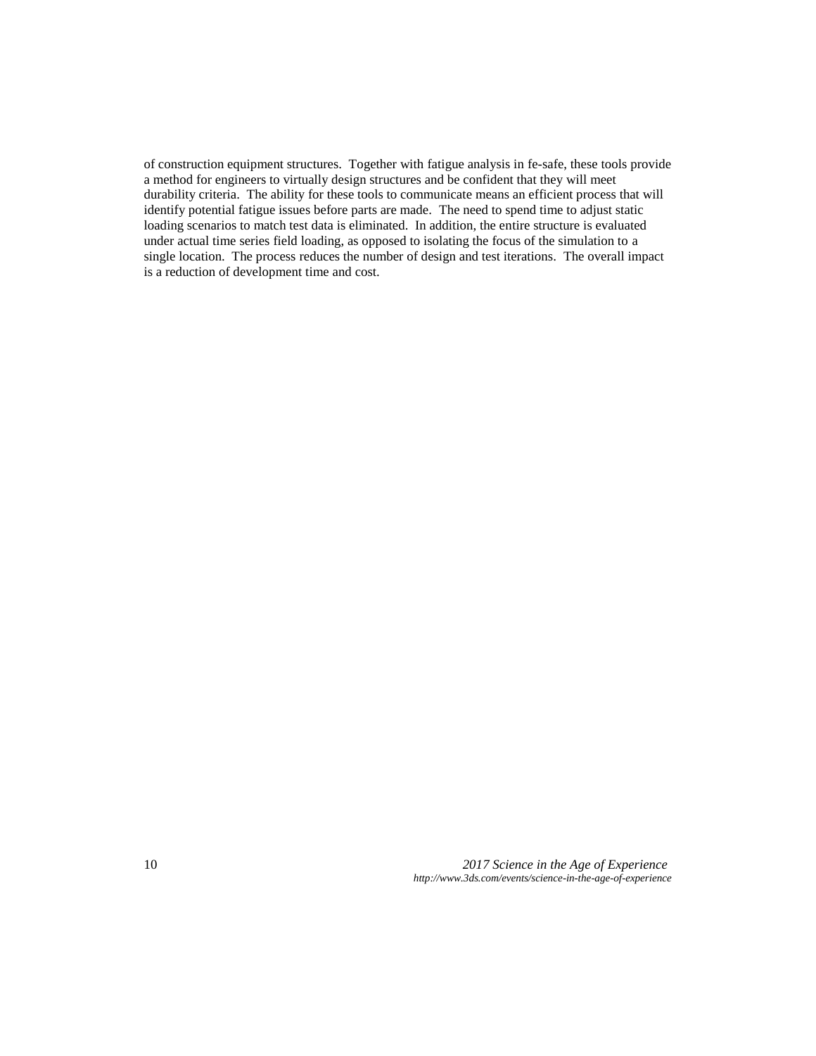of construction equipment structures. Together with fatigue analysis in fe-safe, these tools provide a method for engineers to virtually design structures and be confident that they will meet durability criteria. The ability for these tools to communicate means an efficient process that will identify potential fatigue issues before parts are made. The need to spend time to adjust static loading scenarios to match test data is eliminated. In addition, the entire structure is evaluated under actual time series field loading, as opposed to isolating the focus of the simulation to a single location. The process reduces the number of design and test iterations. The overall impact is a reduction of development time and cost.